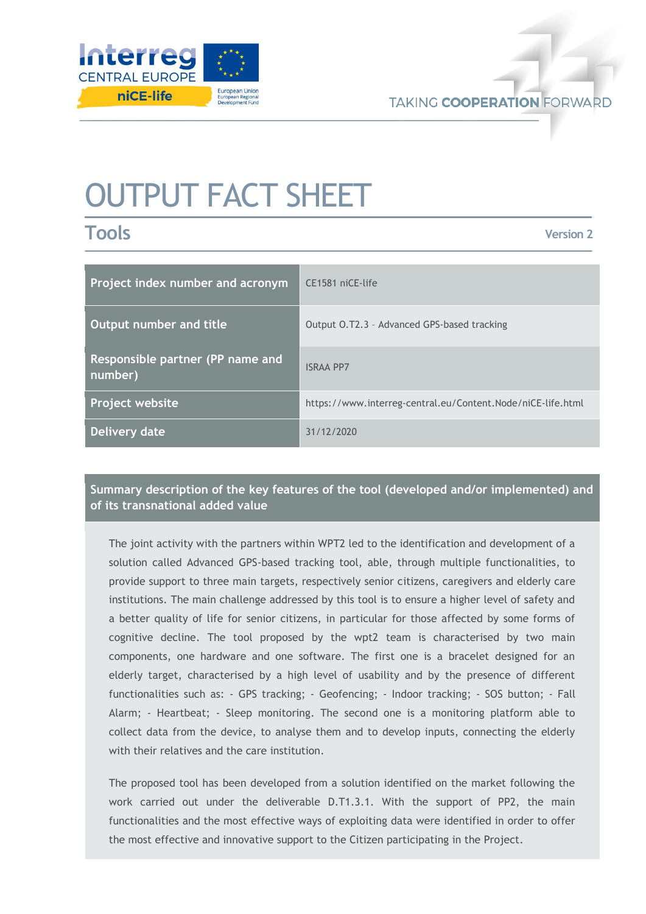# OUTPUT FACT SHEET

## Tools

Version 2

| Project index number and acronym | CE1581 niCE-life |
|---|---|
| Output number and title | Output O.T2.3 – Advanced GPS-based tracking |
| Responsible partner (PP name and number) | ISRAA PP7 |
| Project website | https://www.interreg-central.eu/Content.Node/niCE-life.html |
| Delivery date | 31/12/2020 |

**Summary description of the key features of the tool (developed and/or implemented) and of its transnational added value**

The joint activity with the partners within WPT2 led to the identification and development of a solution called Advanced GPS-based tracking tool, able, through multiple functionalities, to provide support to three main targets, respectively senior citizens, caregivers and elderly care institutions. The main challenge addressed by this tool is to ensure a higher level of safety and a better quality of life for senior citizens, in particular for those affected by some forms of cognitive decline. The tool proposed by the wpt2 team is characterised by two main components, one hardware and one software. The first one is a bracelet designed for an elderly target, characterised by a high level of usability and by the presence of different functionalities such as: - GPS tracking; - Geofencing; - Indoor tracking; - SOS button; - Fall Alarm; - Heartbeat; - Sleep monitoring. The second one is a monitoring platform able to collect data from the device, to analyse them and to develop inputs, connecting the elderly with their relatives and the care institution.

The proposed tool has been developed from a solution identified on the market following the work carried out under the deliverable D.T1.3.1. With the support of PP2, the main functionalities and the most effective ways of exploiting data were identified in order to offer the most effective and innovative support to the Citizen participating in the Project.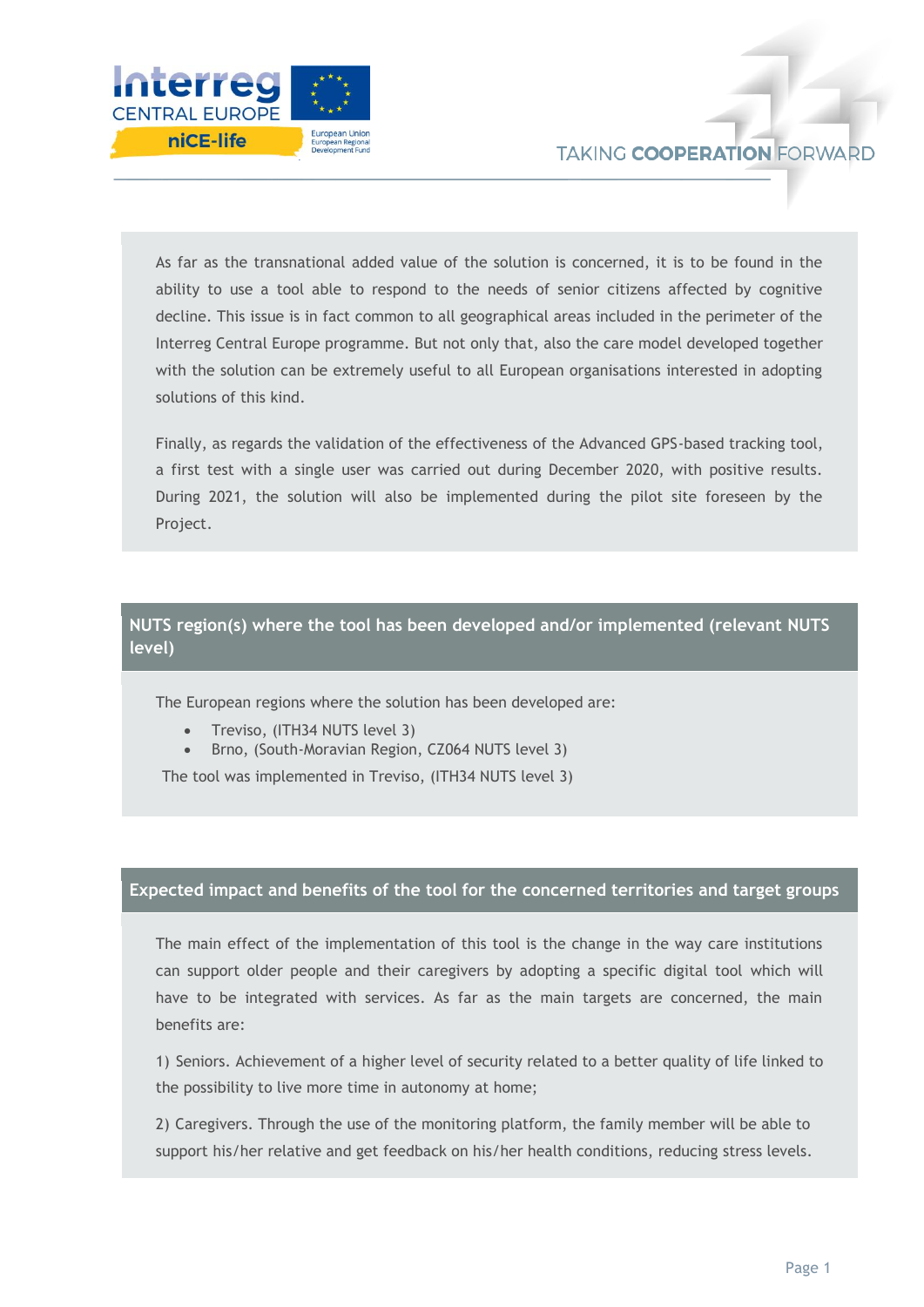As far as the transnational added value of the solution is concerned, it is to be found in the ability to use a tool able to respond to the needs of senior citizens affected by cognitive decline. This issue is in fact common to all geographical areas included in the perimeter of the Interreg Central Europe programme. But not only that, also the care model developed together with the solution can be extremely useful to all European organisations interested in adopting solutions of this kind.

Finally, as regards the validation of the effectiveness of the Advanced GPS-based tracking tool, a first test with a single user was carried out during December 2020, with positive results. During 2021, the solution will also be implemented during the pilot site foreseen by the Project.

## NUTS region(s) where the tool has been developed and/or implemented (relevant NUTS level)

The European regions where the solution has been developed are:

- Treviso, (ITH34 NUTS level 3)
- Brno, (South-Moravian Region, CZ064 NUTS level 3)

The tool was implemented in Treviso, (ITH34 NUTS level 3)

## Expected impact and benefits of the tool for the concerned territories and target groups

The main effect of the implementation of this tool is the change in the way care institutions can support older people and their caregivers by adopting a specific digital tool which will have to be integrated with services. As far as the main targets are concerned, the main benefits are:

1) Seniors. Achievement of a higher level of security related to a better quality of life linked to the possibility to live more time in autonomy at home;

2) Caregivers. Through the use of the monitoring platform, the family member will be able to support his/her relative and get feedback on his/her health conditions, reducing stress levels.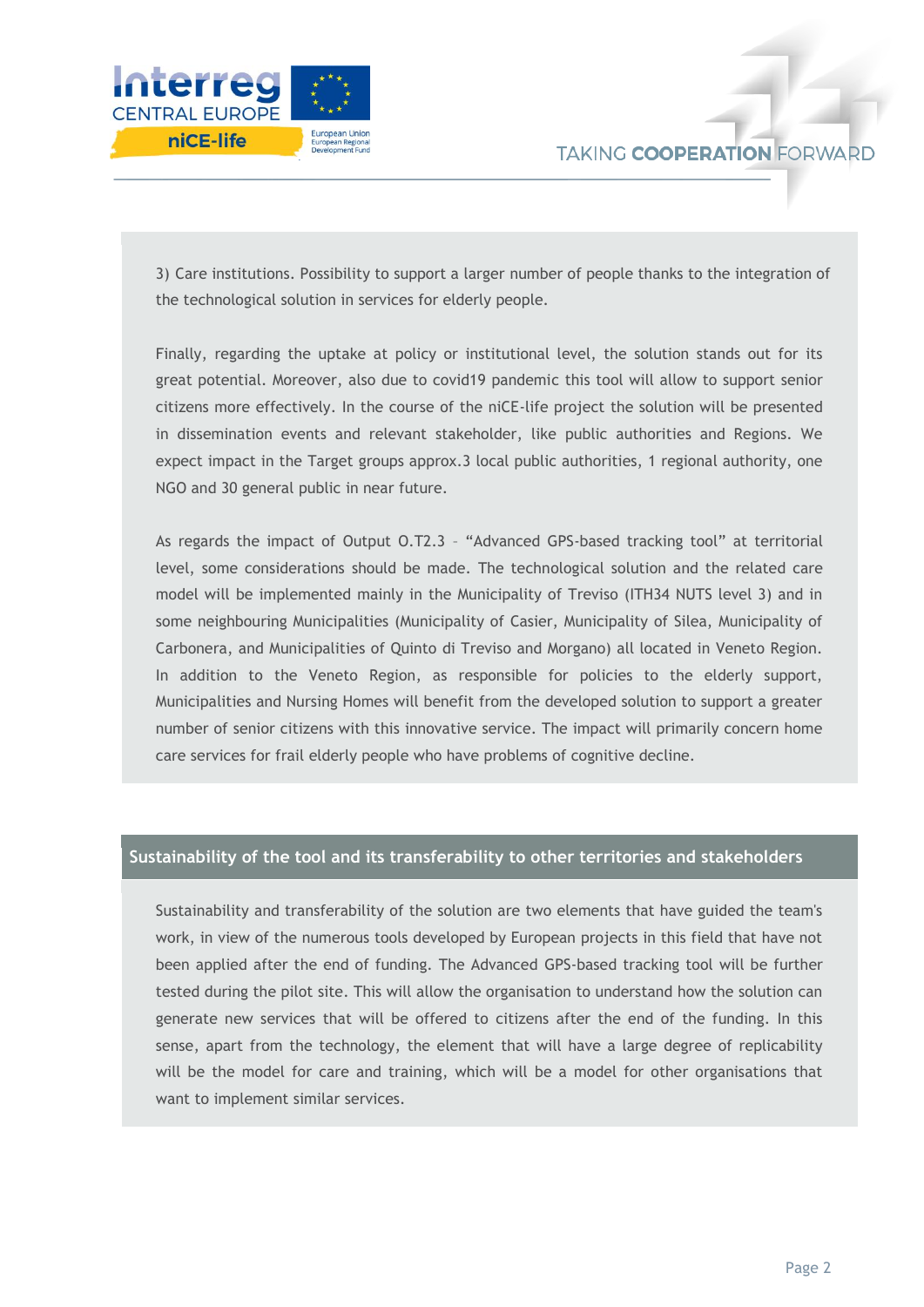3) Care institutions. Possibility to support a larger number of people thanks to the integration of the technological solution in services for elderly people.

Finally, regarding the uptake at policy or institutional level, the solution stands out for its great potential. Moreover, also due to covid19 pandemic this tool will allow to support senior citizens more effectively. In the course of the niCE-life project the solution will be presented in dissemination events and relevant stakeholder, like public authorities and Regions. We expect impact in the Target groups approx.3 local public authorities, 1 regional authority, one NGO and 30 general public in near future.

As regards the impact of Output O.T2.3 – "Advanced GPS-based tracking tool" at territorial level, some considerations should be made. The technological solution and the related care model will be implemented mainly in the Municipality of Treviso (ITH34 NUTS level 3) and in some neighbouring Municipalities (Municipality of Casier, Municipality of Silea, Municipality of Carbonera, and Municipalities of Quinto di Treviso and Morgano) all located in Veneto Region. In addition to the Veneto Region, as responsible for policies to the elderly support, Municipalities and Nursing Homes will benefit from the developed solution to support a greater number of senior citizens with this innovative service. The impact will primarily concern home care services for frail elderly people who have problems of cognitive decline.

## Sustainability of the tool and its transferability to other territories and stakeholders

Sustainability and transferability of the solution are two elements that have guided the team's work, in view of the numerous tools developed by European projects in this field that have not been applied after the end of funding. The Advanced GPS-based tracking tool will be further tested during the pilot site. This will allow the organisation to understand how the solution can generate new services that will be offered to citizens after the end of the funding. In this sense, apart from the technology, the element that will have a large degree of replicability will be the model for care and training, which will be a model for other organisations that want to implement similar services.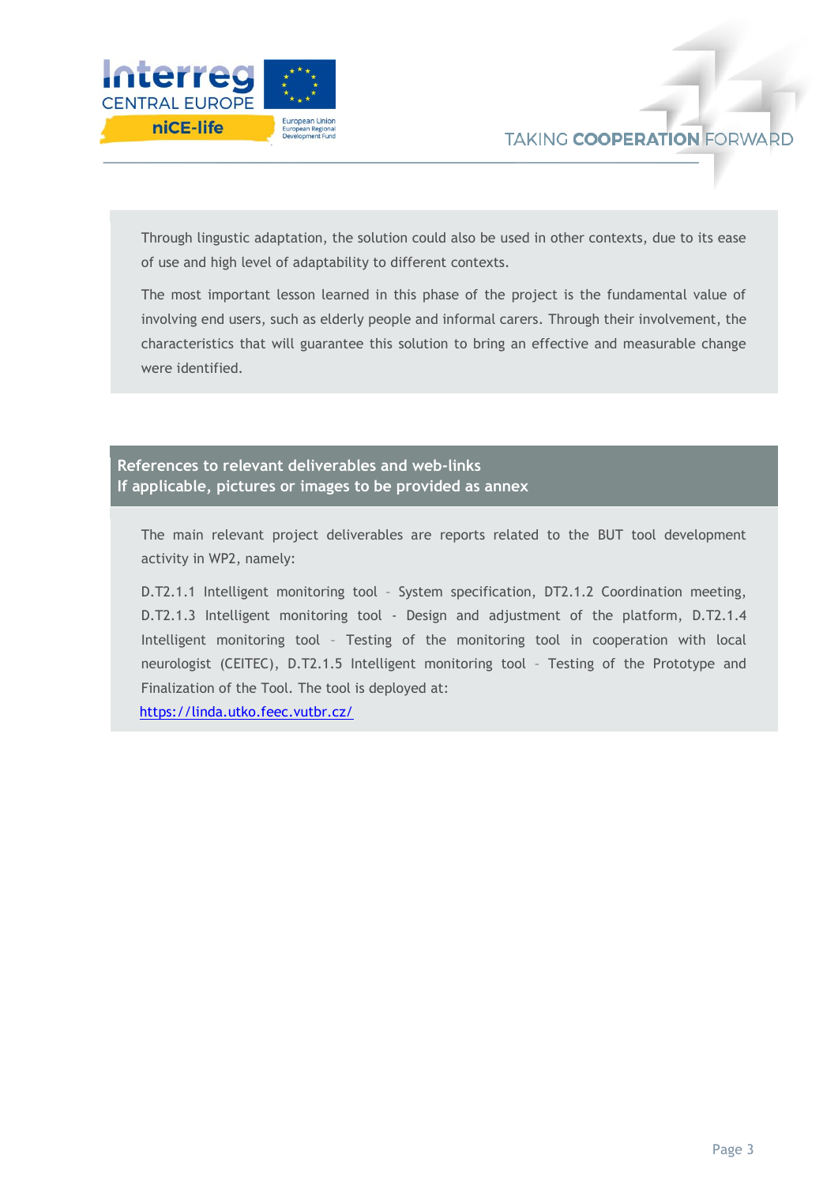Through lingustic adaptation, the solution could also be used in other contexts, due to its ease of use and high level of adaptability to different contexts.

The most important lesson learned in this phase of the project is the fundamental value of involving end users, such as elderly people and informal carers. Through their involvement, the characteristics that will guarantee this solution to bring an effective and measurable change were identified.

**References to relevant deliverables and web-links**
**If applicable, pictures or images to be provided as annex**

The main relevant project deliverables are reports related to the BUT tool development activity in WP2, namely:

D.T2.1.1 Intelligent monitoring tool – System specification, DT2.1.2 Coordination meeting, D.T2.1.3 Intelligent monitoring tool - Design and adjustment of the platform, D.T2.1.4 Intelligent monitoring tool – Testing of the monitoring tool in cooperation with local neurologist (CEITEC), D.T2.1.5 Intelligent monitoring tool – Testing of the Prototype and Finalization of the Tool. The tool is deployed at:
https://linda.utko.feec.vutbr.cz/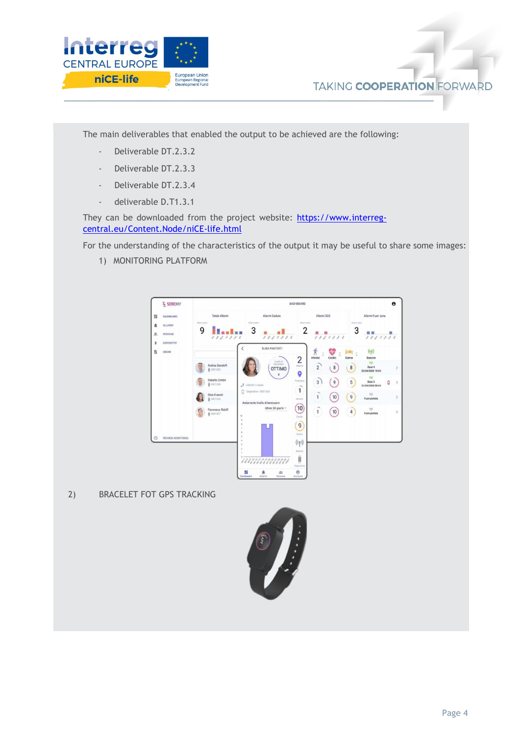The main deliverables that enabled the output to be achieved are the following:

- Deliverable DT.2.3.2
- Deliverable DT.2.3.3
- Deliverable DT.2.3.4
- deliverable D.T1.3.1

They can be downloaded from the project website: [https://www.interreg-central.eu/Content.Node/niCE-life.html](https://www.interreg-central.eu/Content.Node/niCE-life.html)

For the understanding of the characteristics of the output it may be useful to share some images:

1) MONITORING PLATFORM

2) BRACELET FOT GPS TRACKING